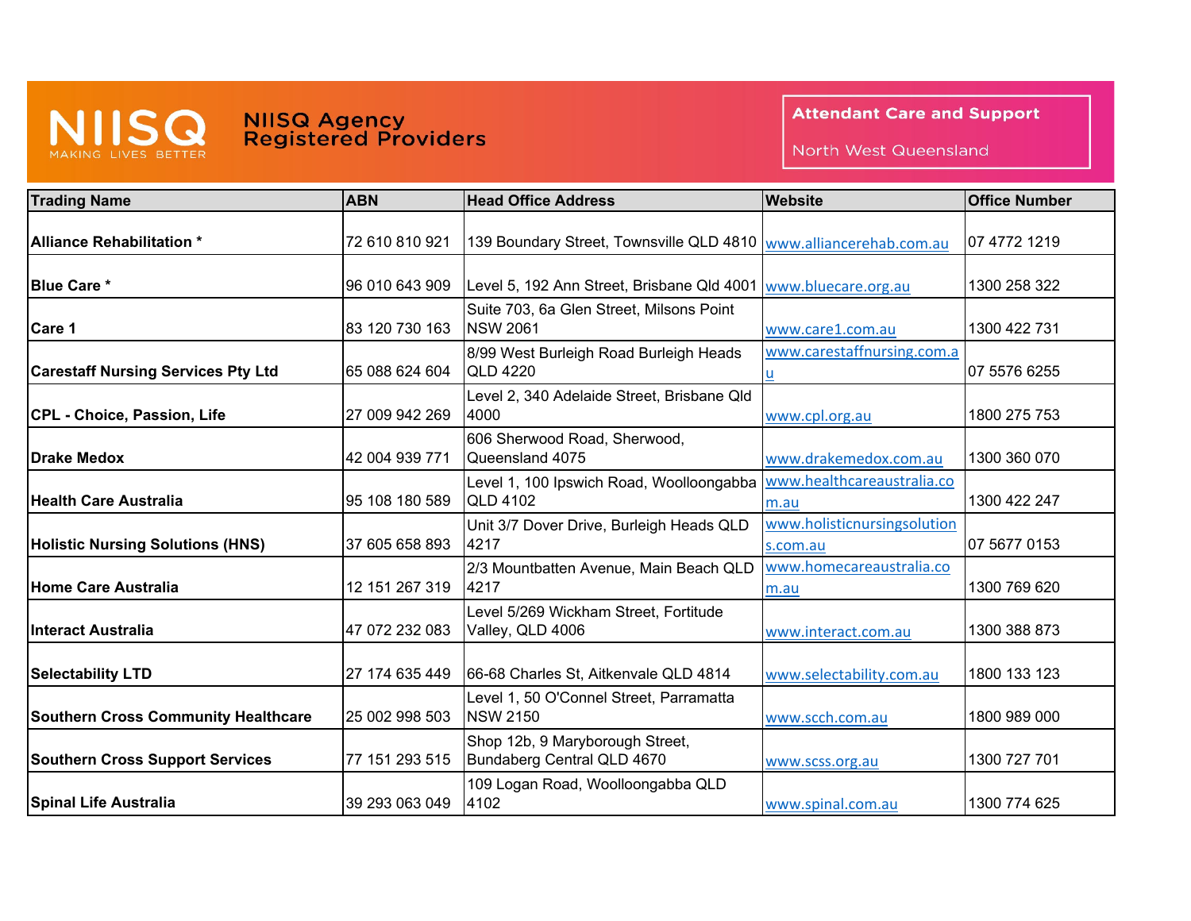# NIISQ Agency Registered Providers

NIISQ MAKING LIVES BETTER

**Attendant Care and Support**

North West Queensland

| Trading Name | ABN | Head Office Address | Website | Office Number |
|---|---|---|---|---|
| **Alliance Rehabilitation *** | 72 610 810 921 | 139 Boundary Street, Townsville QLD 4810 | www.alliancerehab.com.au | 07 4772 1219 |
| **Blue Care *** | 96 010 643 909 | Level 5, 192 Ann Street, Brisbane Qld 4001 | www.bluecare.org.au | 1300 258 322 |
| **Care 1** | 83 120 730 163 | Suite 703, 6a Glen Street, Milsons Point NSW 2061 | www.care1.com.au | 1300 422 731 |
| **Carestaff Nursing Services Pty Ltd** | 65 088 624 604 | 8/99 West Burleigh Road Burleigh Heads QLD 4220 | www.carestaffnursing.com.au | 07 5576 6255 |
| **CPL - Choice, Passion, Life** | 27 009 942 269 | Level 2, 340 Adelaide Street, Brisbane Qld 4000 | www.cpl.org.au | 1800 275 753 |
| **Drake Medox** | 42 004 939 771 | 606 Sherwood Road, Sherwood, Queensland 4075 | www.drakemedox.com.au | 1300 360 070 |
| **Health Care Australia** | 95 108 180 589 | Level 1, 100 Ipswich Road, Woolloongabba QLD 4102 | www.healthcareaustralia.com.au | 1300 422 247 |
| **Holistic Nursing Solutions (HNS)** | 37 605 658 893 | Unit 3/7 Dover Drive, Burleigh Heads QLD 4217 | www.holisticnursingsolutions.com.au | 07 5677 0153 |
| **Home Care Australia** | 12 151 267 319 | 2/3 Mountbatten Avenue, Main Beach QLD 4217 | www.homecareaustralia.com.au | 1300 769 620 |
| **Interact Australia** | 47 072 232 083 | Level 5/269 Wickham Street, Fortitude Valley, QLD 4006 | www.interact.com.au | 1300 388 873 |
| **Selectability LTD** | 27 174 635 449 | 66-68 Charles St, Aitkenvale QLD 4814 | www.selectability.com.au | 1800 133 123 |
| **Southern Cross Community Healthcare** | 25 002 998 503 | Level 1, 50 O'Connel Street, Parramatta NSW 2150 | www.scch.com.au | 1800 989 000 |
| **Southern Cross Support Services** | 77 151 293 515 | Shop 12b, 9 Maryborough Street, Bundaberg Central QLD 4670 | www.scss.org.au | 1300 727 701 |
| **Spinal Life Australia** | 39 293 063 049 | 109 Logan Road, Woolloongabba QLD 4102 | www.spinal.com.au | 1300 774 625 |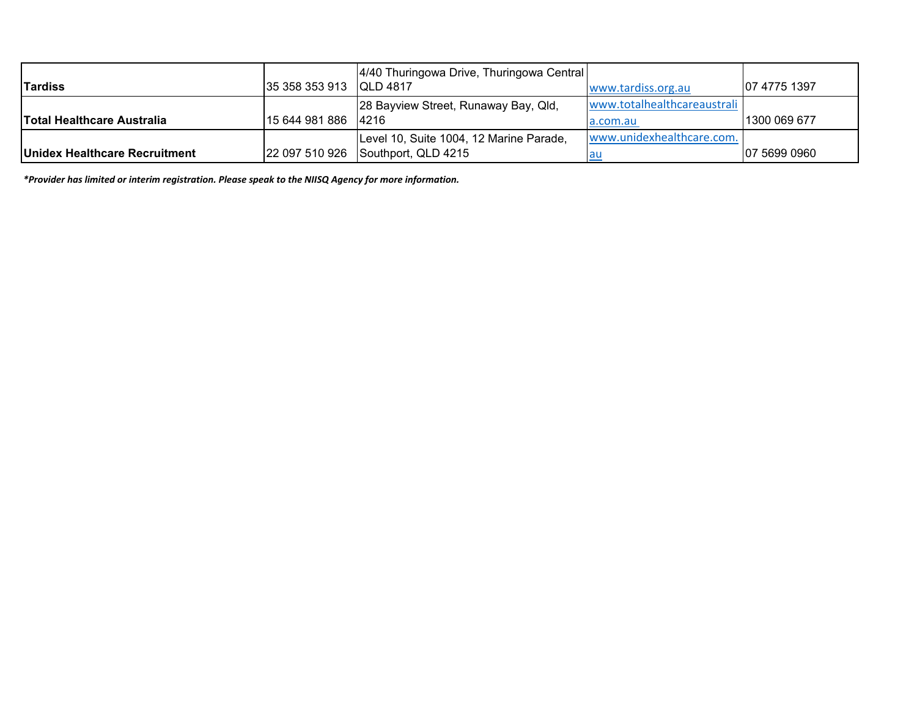| | | | | |
|---|---|---|---|---|
| **Tardiss** | 35 358 353 913 | 4/40 Thuringowa Drive, Thuringowa Central QLD 4817 | www.tardiss.org.au | 07 4775 1397 |
| **Total Healthcare Australia** | 15 644 981 886 | 28 Bayview Street, Runaway Bay, Qld, 4216 | www.totalhealthcareaustralia.com.au | 1300 069 677 |
| **Unidex Healthcare Recruitment** | 22 097 510 926 | Level 10, Suite 1004, 12 Marine Parade, Southport, QLD 4215 | www.unidexhealthcare.com.au | 07 5699 0960 |

***Provider has limited or interim registration. Please speak to the NIISQ Agency for more information.***